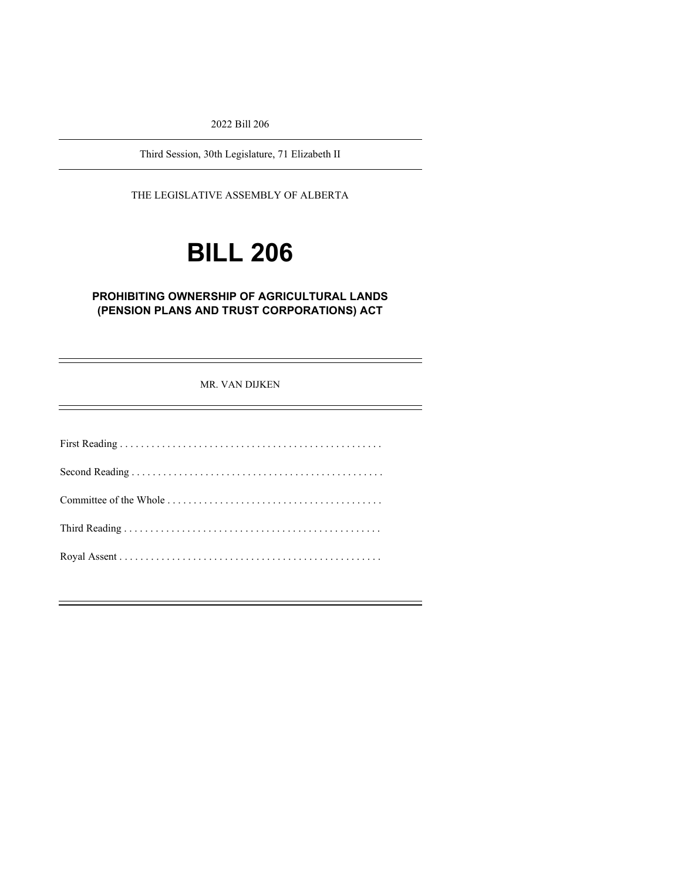2022 Bill 206

Third Session, 30th Legislature, 71 Elizabeth II

THE LEGISLATIVE ASSEMBLY OF ALBERTA

# BILL 206

## PROHIBITING OWNERSHIP OF AGRICULTURAL LANDS (PENSION PLANS AND TRUST CORPORATIONS) ACT

MR. VAN DIJKEN

First Reading . . . . . . . . . . . . . . . . . . . . . . . . . . . . . . . . . . . . . . . . . . . . . . . . . .

Second Reading . . . . . . . . . . . . . . . . . . . . . . . . . . . . . . . . . . . . . . . . . . . . . . . .

Committee of the Whole . . . . . . . . . . . . . . . . . . . . . . . . . . . . . . . . . . . . . . . . .

Third Reading . . . . . . . . . . . . . . . . . . . . . . . . . . . . . . . . . . . . . . . . . . . . . . . . .

Royal Assent . . . . . . . . . . . . . . . . . . . . . . . . . . . . . . . . . . . . . . . . . . . . . . . . . .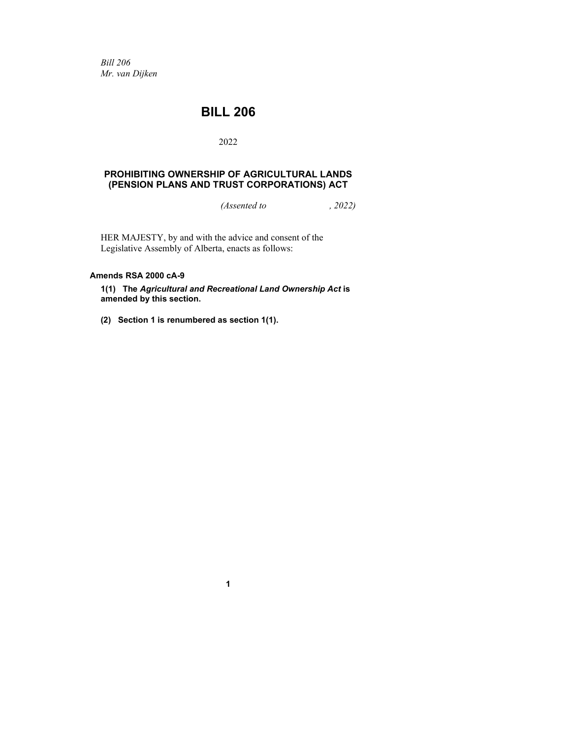*Bill 206*
*Mr. van Dijken*

# BILL 206

2022

## PROHIBITING OWNERSHIP OF AGRICULTURAL LANDS (PENSION PLANS AND TRUST CORPORATIONS) ACT

*(Assented to , 2022)*

HER MAJESTY, by and with the advice and consent of the Legislative Assembly of Alberta, enacts as follows:

**Amends RSA 2000 cA-9**

**1(1) The *Agricultural and Recreational Land Ownership Act* is amended by this section.**

**(2) Section 1 is renumbered as section 1(1).**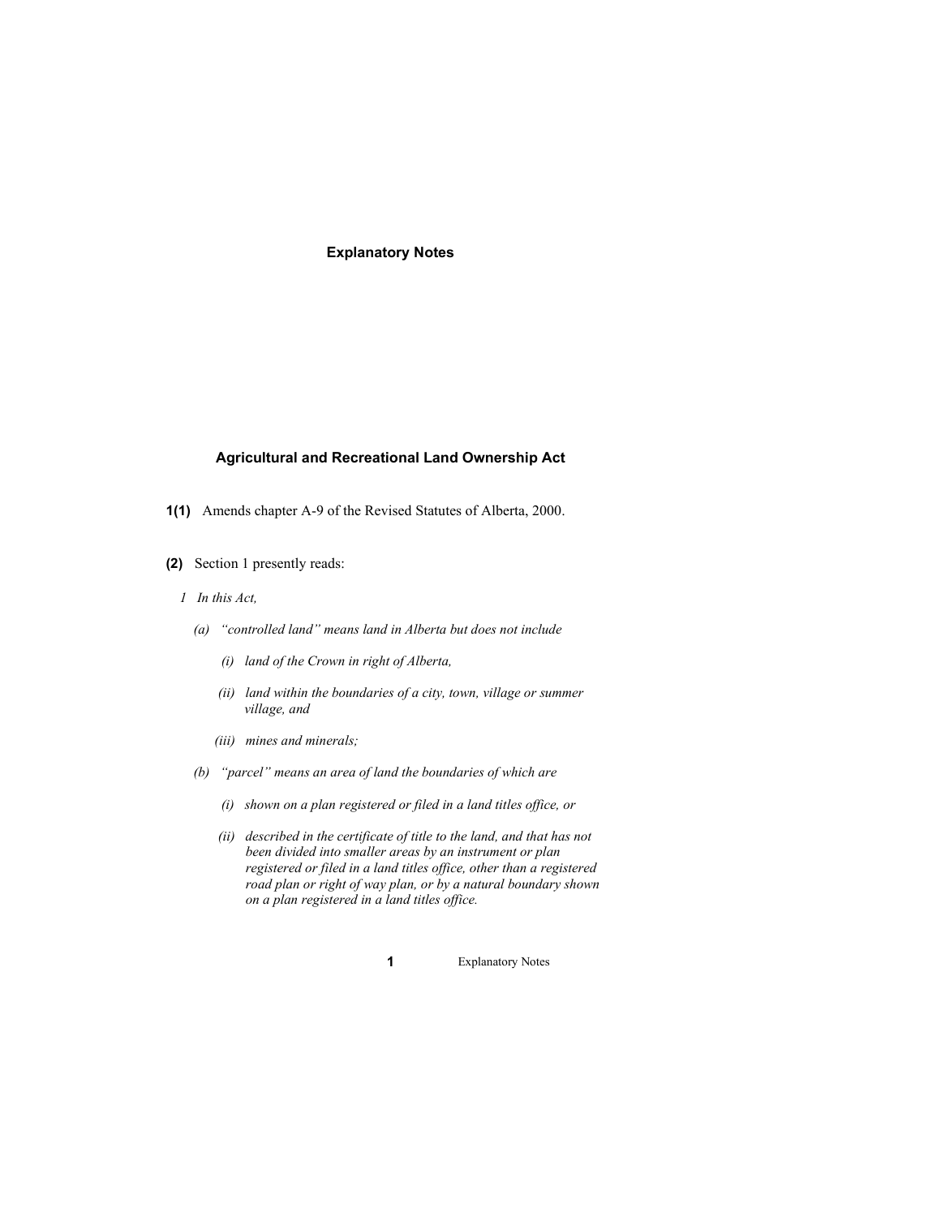# Explanatory Notes

## Agricultural and Recreational Land Ownership Act

**1(1)** Amends chapter A-9 of the Revised Statutes of Alberta, 2000.

**(2)** Section 1 presently reads:

*1 In this Act,*

*(a) "controlled land" means land in Alberta but does not include*

*(i) land of the Crown in right of Alberta,*

*(ii) land within the boundaries of a city, town, village or summer village, and*

*(iii) mines and minerals;*

*(b) "parcel" means an area of land the boundaries of which are*

*(i) shown on a plan registered or filed in a land titles office, or*

*(ii) described in the certificate of title to the land, and that has not been divided into smaller areas by an instrument or plan registered or filed in a land titles office, other than a registered road plan or right of way plan, or by a natural boundary shown on a plan registered in a land titles office.*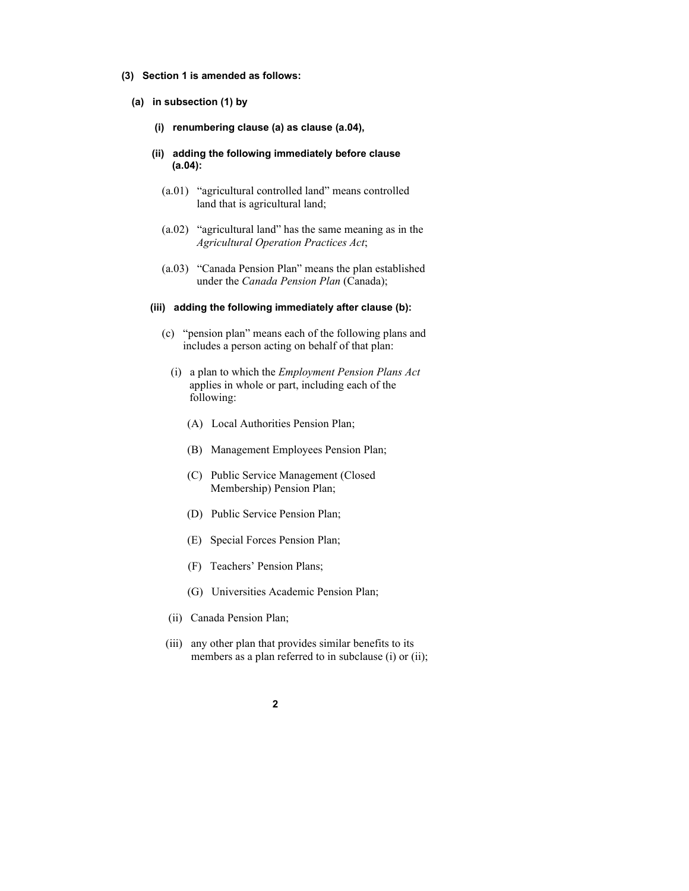**(3) Section 1 is amended as follows:**

**(a) in subsection (1) by**

**(i) renumbering clause (a) as clause (a.04),**

**(ii) adding the following immediately before clause (a.04):**

(a.01) "agricultural controlled land" means controlled land that is agricultural land;

(a.02) "agricultural land" has the same meaning as in the *Agricultural Operation Practices Act*;

(a.03) "Canada Pension Plan" means the plan established under the *Canada Pension Plan* (Canada);

**(iii) adding the following immediately after clause (b):**

(c) "pension plan" means each of the following plans and includes a person acting on behalf of that plan:

(i) a plan to which the *Employment Pension Plans Act* applies in whole or part, including each of the following:

(A) Local Authorities Pension Plan;

(B) Management Employees Pension Plan;

(C) Public Service Management (Closed Membership) Pension Plan;

(D) Public Service Pension Plan;

(E) Special Forces Pension Plan;

(F) Teachers' Pension Plans;

(G) Universities Academic Pension Plan;

(ii) Canada Pension Plan;

(iii) any other plan that provides similar benefits to its members as a plan referred to in subclause (i) or (ii);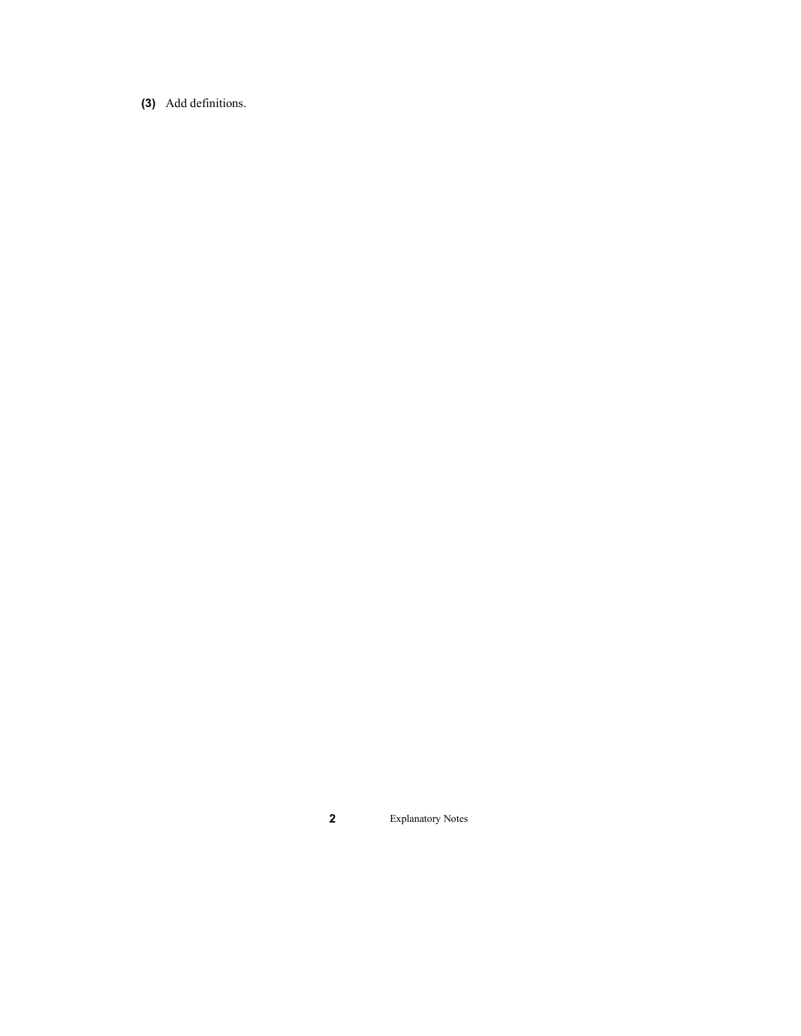**(3)** Add definitions.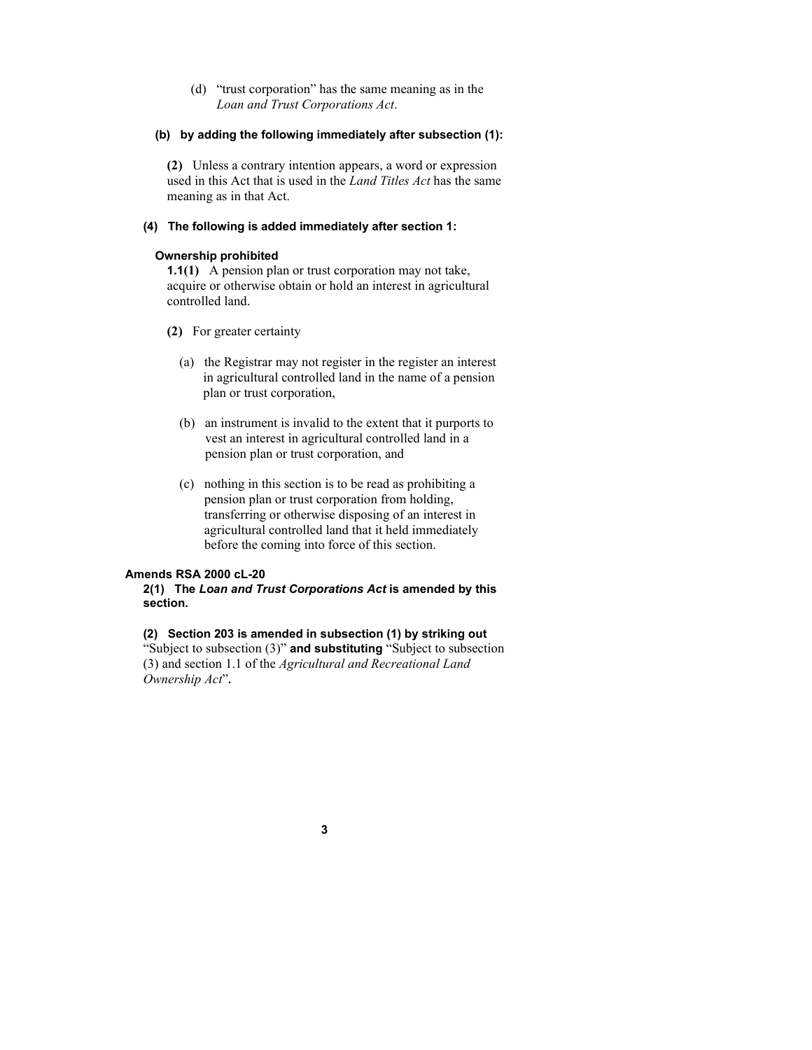(d) "trust corporation" has the same meaning as in the *Loan and Trust Corporations Act*.

**(b) by adding the following immediately after subsection (1):**

**(2)** Unless a contrary intention appears, a word or expression used in this Act that is used in the *Land Titles Act* has the same meaning as in that Act.

**(4) The following is added immediately after section 1:**

**Ownership prohibited**

**1.1(1)** A pension plan or trust corporation may not take, acquire or otherwise obtain or hold an interest in agricultural controlled land.

**(2)** For greater certainty

(a) the Registrar may not register in the register an interest in agricultural controlled land in the name of a pension plan or trust corporation,

(b) an instrument is invalid to the extent that it purports to vest an interest in agricultural controlled land in a pension plan or trust corporation, and

(c) nothing in this section is to be read as prohibiting a pension plan or trust corporation from holding, transferring or otherwise disposing of an interest in agricultural controlled land that it held immediately before the coming into force of this section.

**Amends RSA 2000 cL-20**

**2(1) The *Loan and Trust Corporations Act* is amended by this section.**

**(2) Section 203 is amended in subsection (1) by striking out** "Subject to subsection (3)" **and substituting** "Subject to subsection (3) and section 1.1 of the *Agricultural and Recreational Land Ownership Act*"**.**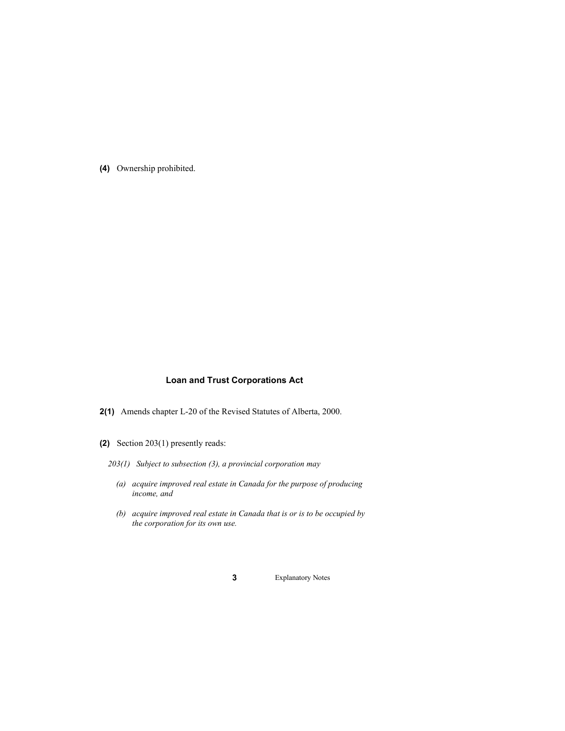**(4)** Ownership prohibited.

### Loan and Trust Corporations Act

**2(1)** Amends chapter L-20 of the Revised Statutes of Alberta, 2000.

**(2)** Section 203(1) presently reads:

*203(1) Subject to subsection (3), a provincial corporation may*

*(a) acquire improved real estate in Canada for the purpose of producing income, and*

*(b) acquire improved real estate in Canada that is or is to be occupied by the corporation for its own use.*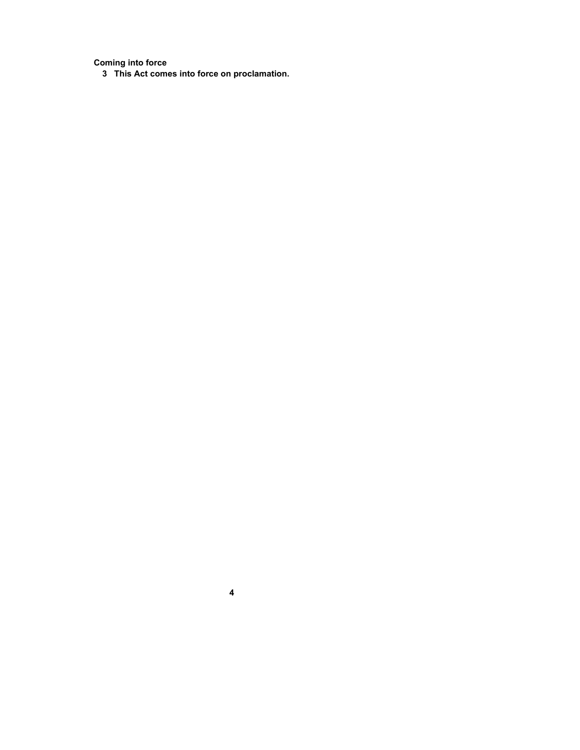**Coming into force**

**3 This Act comes into force on proclamation.**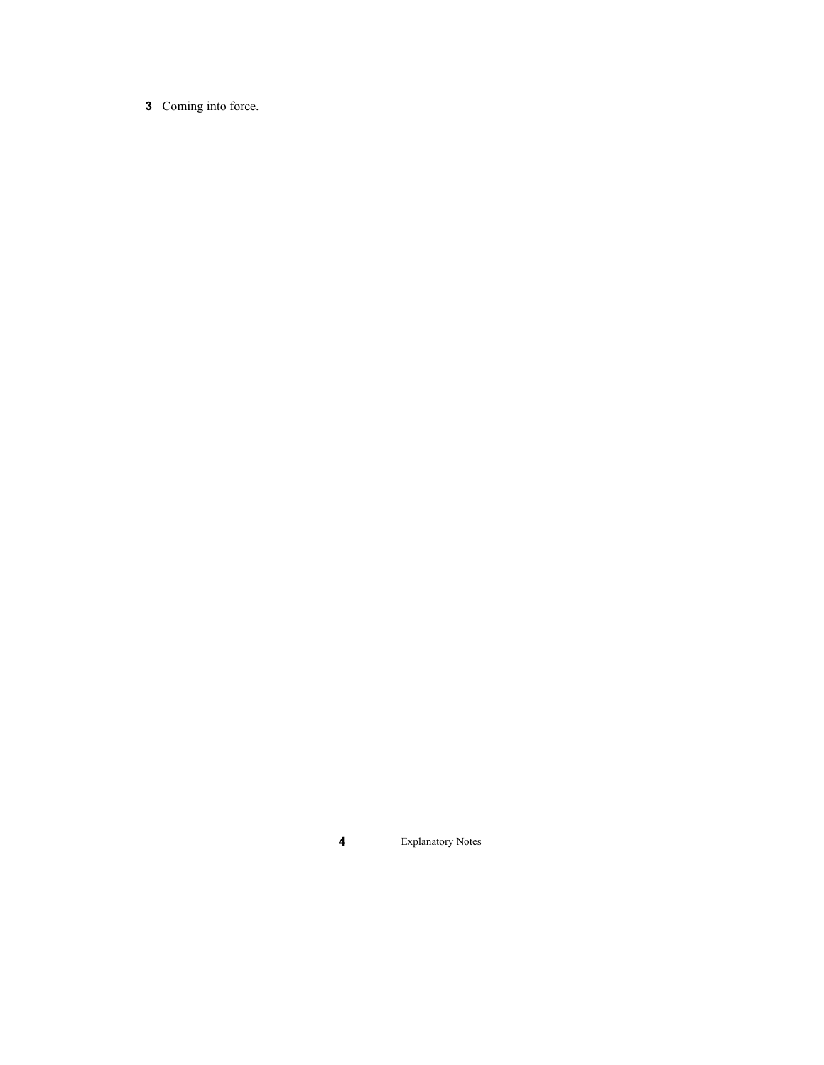**3** Coming into force.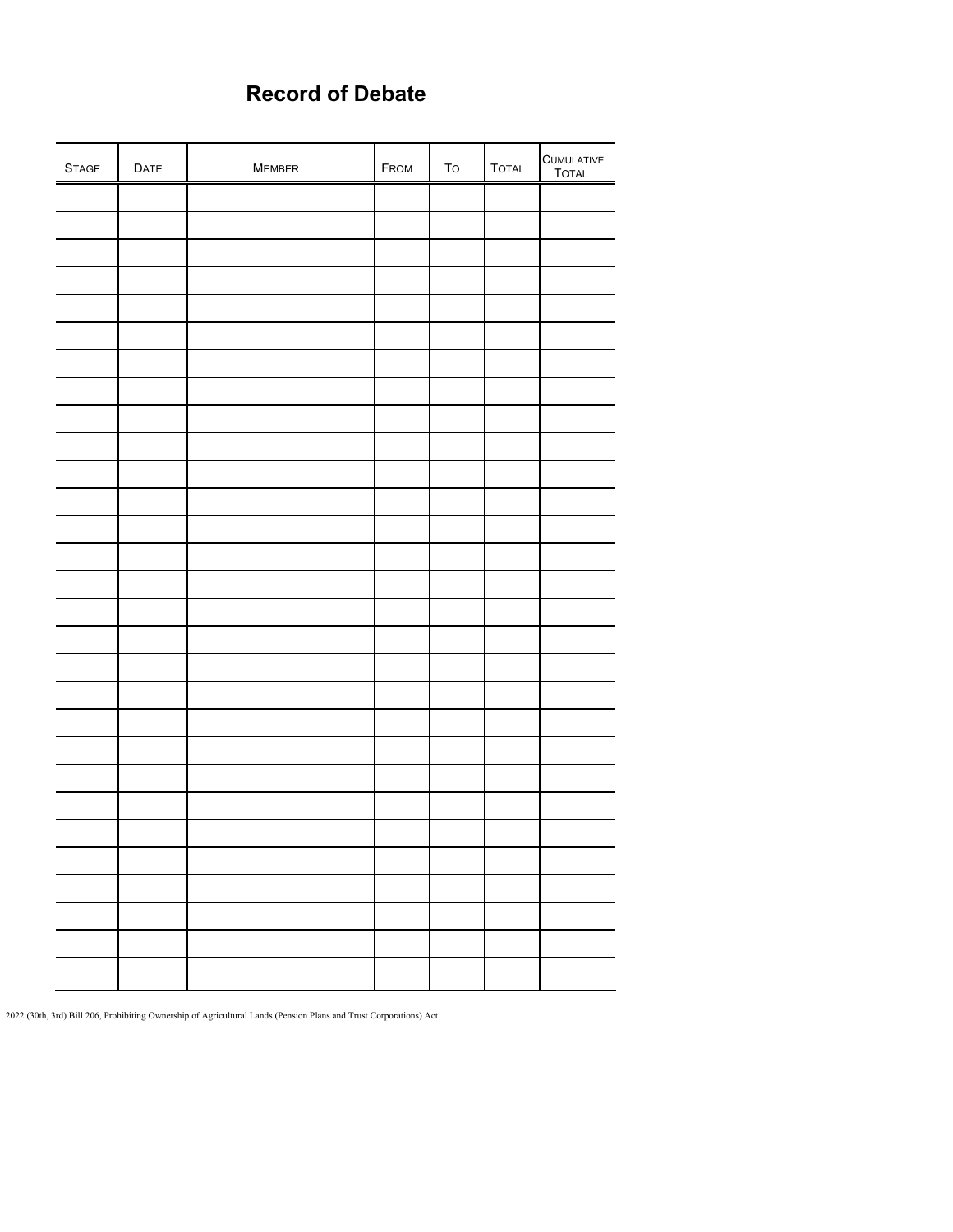# Record of Debate

| Stage | Date | Member | From | To | Total | Cumulative Total |
|---|---|---|---|---|---|---|
| | | | | | | |
| | | | | | | |
| | | | | | | |
| | | | | | | |
| | | | | | | |
| | | | | | | |
| | | | | | | |
| | | | | | | |
| | | | | | | |
| | | | | | | |
| | | | | | | |
| | | | | | | |
| | | | | | | |
| | | | | | | |
| | | | | | | |
| | | | | | | |
| | | | | | | |
| | | | | | | |
| | | | | | | |
| | | | | | | |
| | | | | | | |
| | | | | | | |
| | | | | | | |
| | | | | | | |
| | | | | | | |
| | | | | | | |
| | | | | | | |
| | | | | | | |
| | | | | | | |

2022 (30th, 3rd) Bill 206, Prohibiting Ownership of Agricultural Lands (Pension Plans and Trust Corporations) Act